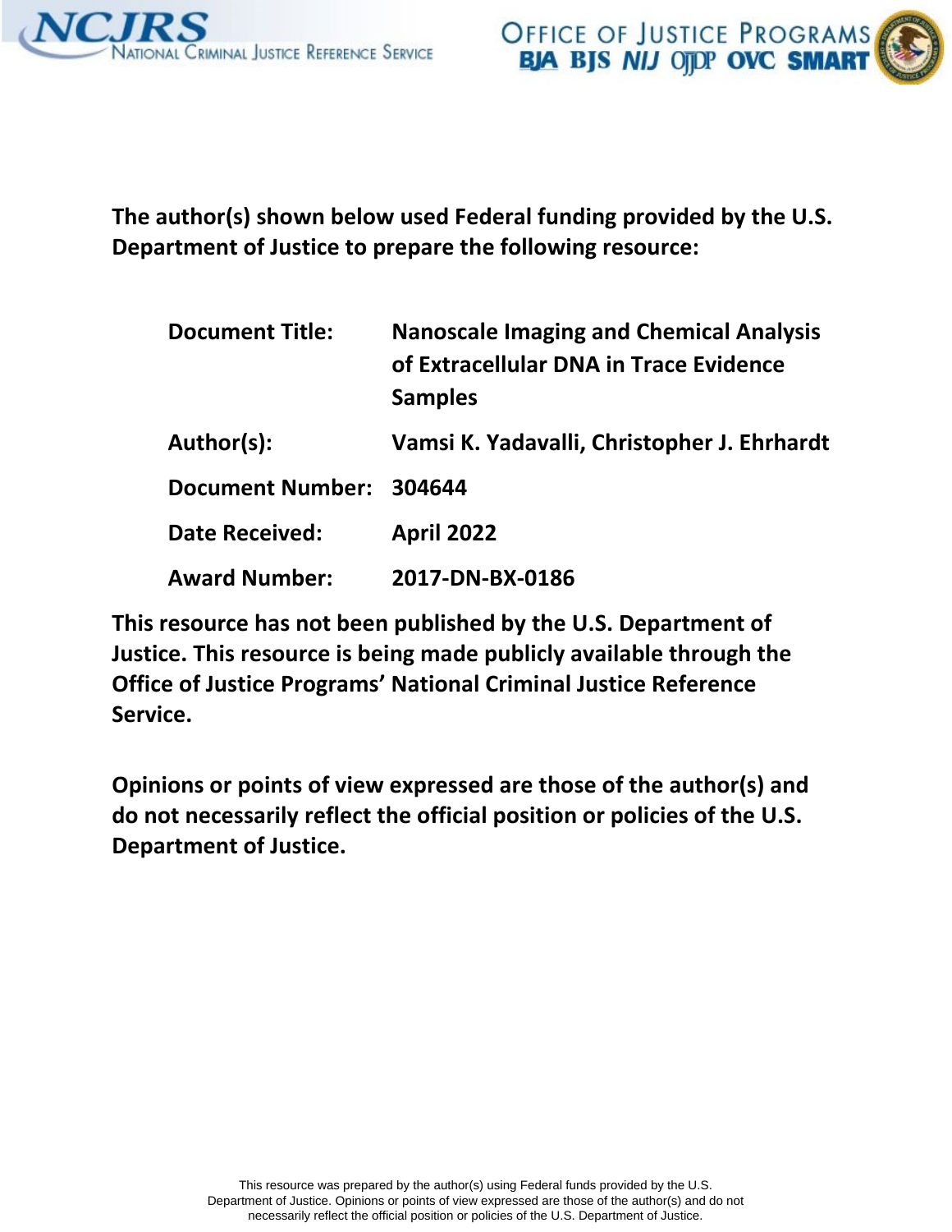The author(s) shown below used Federal funding provided by the U.S. Department of Justice to prepare the following resource:

| | |
|---|---|
| **Document Title:** | **Nanoscale Imaging and Chemical Analysis of Extracellular DNA in Trace Evidence Samples** |
| **Author(s):** | **Vamsi K. Yadavalli, Christopher J. Ehrhardt** |
| **Document Number:** | **304644** |
| **Date Received:** | **April 2022** |
| **Award Number:** | **2017-DN-BX-0186** |

**This resource has not been published by the U.S. Department of Justice. This resource is being made publicly available through the Office of Justice Programs' National Criminal Justice Reference Service.**

**Opinions or points of view expressed are those of the author(s) and do not necessarily reflect the official position or policies of the U.S. Department of Justice.**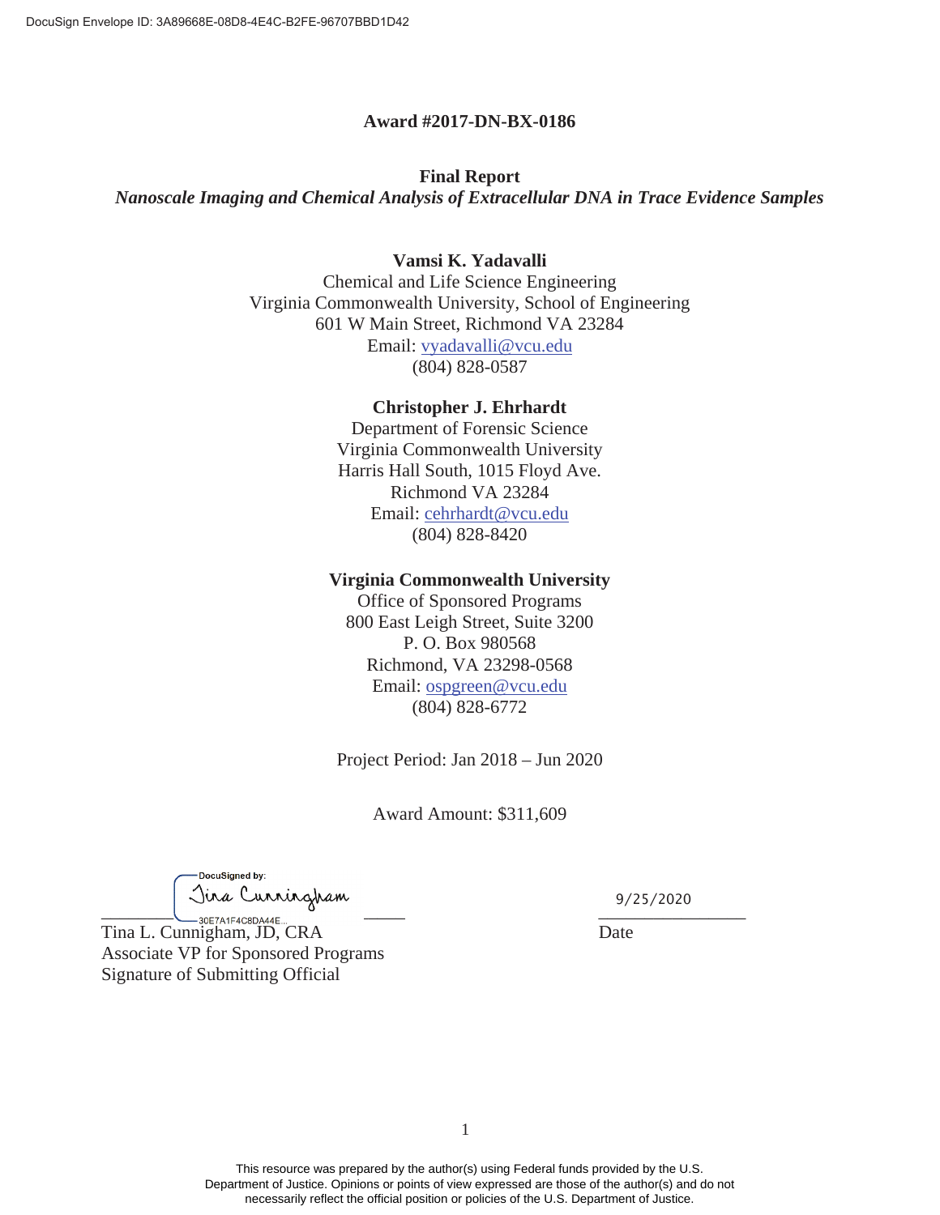**Award #2017-DN-BX-0186**

**Final Report**

***Nanoscale Imaging and Chemical Analysis of Extracellular DNA in Trace Evidence Samples***

**Vamsi K. Yadavalli**

Chemical and Life Science Engineering
Virginia Commonwealth University, School of Engineering
601 W Main Street, Richmond VA 23284
Email: vyadavalli@vcu.edu
(804) 828-0587

**Christopher J. Ehrhardt**

Department of Forensic Science
Virginia Commonwealth University
Harris Hall South, 1015 Floyd Ave.
Richmond VA 23284
Email: cehrhardt@vcu.edu
(804) 828-8420

**Virginia Commonwealth University**

Office of Sponsored Programs
800 East Leigh Street, Suite 3200
P. O. Box 980568
Richmond, VA 23298-0568
Email: ospgreen@vcu.edu
(804) 828-6772

Project Period: Jan 2018 – Jun 2020

Award Amount: $311,609

DocuSigned by: Tina Cunningham
30E7A1F4C8DA44E...

Tina L. Cunnigham, JD, CRA
Associate VP for Sponsored Programs
Signature of Submitting Official

9/25/2020
Date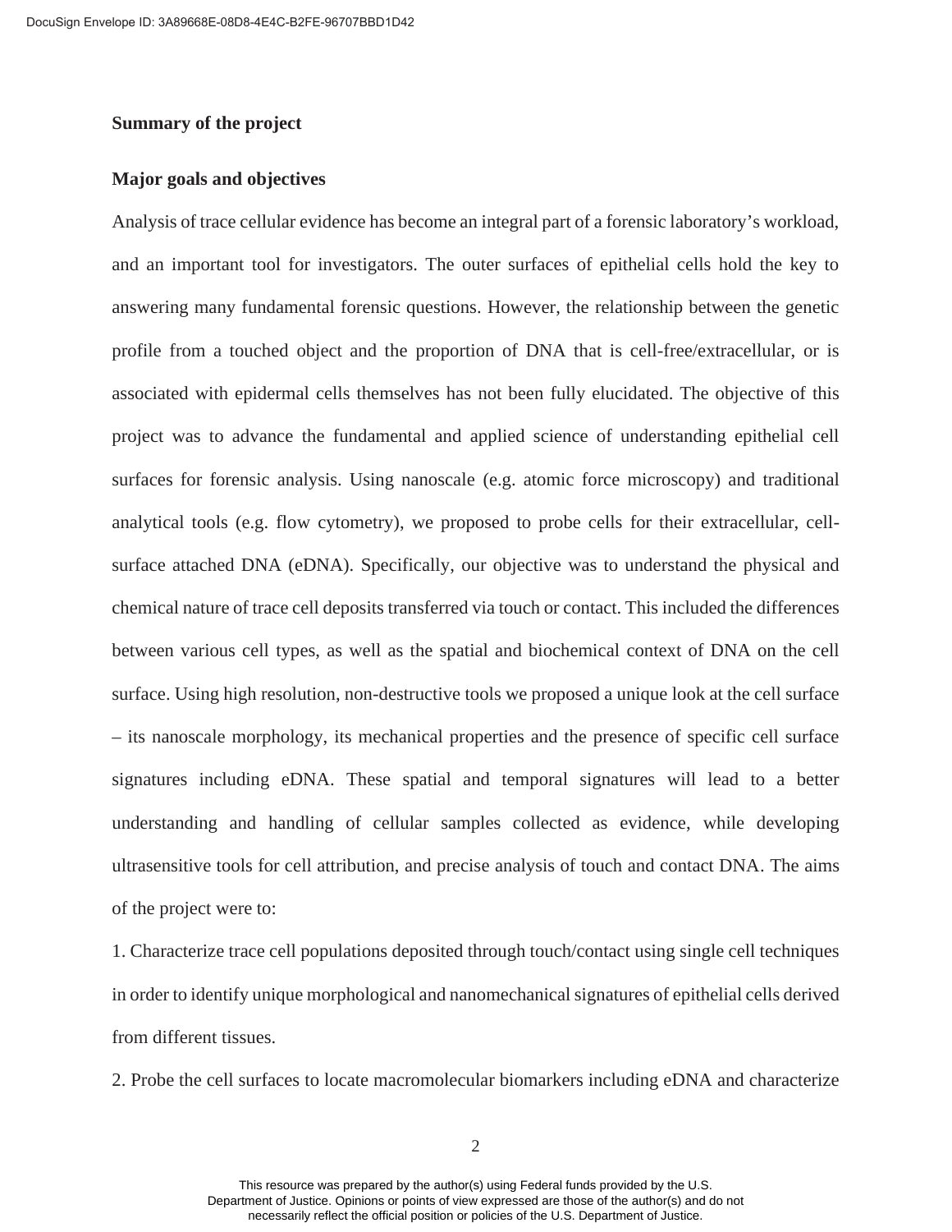## Summary of the project

### Major goals and objectives

Analysis of trace cellular evidence has become an integral part of a forensic laboratory's workload, and an important tool for investigators. The outer surfaces of epithelial cells hold the key to answering many fundamental forensic questions. However, the relationship between the genetic profile from a touched object and the proportion of DNA that is cell-free/extracellular, or is associated with epidermal cells themselves has not been fully elucidated. The objective of this project was to advance the fundamental and applied science of understanding epithelial cell surfaces for forensic analysis. Using nanoscale (e.g. atomic force microscopy) and traditional analytical tools (e.g. flow cytometry), we proposed to probe cells for their extracellular, cell-surface attached DNA (eDNA). Specifically, our objective was to understand the physical and chemical nature of trace cell deposits transferred via touch or contact. This included the differences between various cell types, as well as the spatial and biochemical context of DNA on the cell surface. Using high resolution, non-destructive tools we proposed a unique look at the cell surface – its nanoscale morphology, its mechanical properties and the presence of specific cell surface signatures including eDNA. These spatial and temporal signatures will lead to a better understanding and handling of cellular samples collected as evidence, while developing ultrasensitive tools for cell attribution, and precise analysis of touch and contact DNA. The aims of the project were to:

1. Characterize trace cell populations deposited through touch/contact using single cell techniques in order to identify unique morphological and nanomechanical signatures of epithelial cells derived from different tissues.

2. Probe the cell surfaces to locate macromolecular biomarkers including eDNA and characterize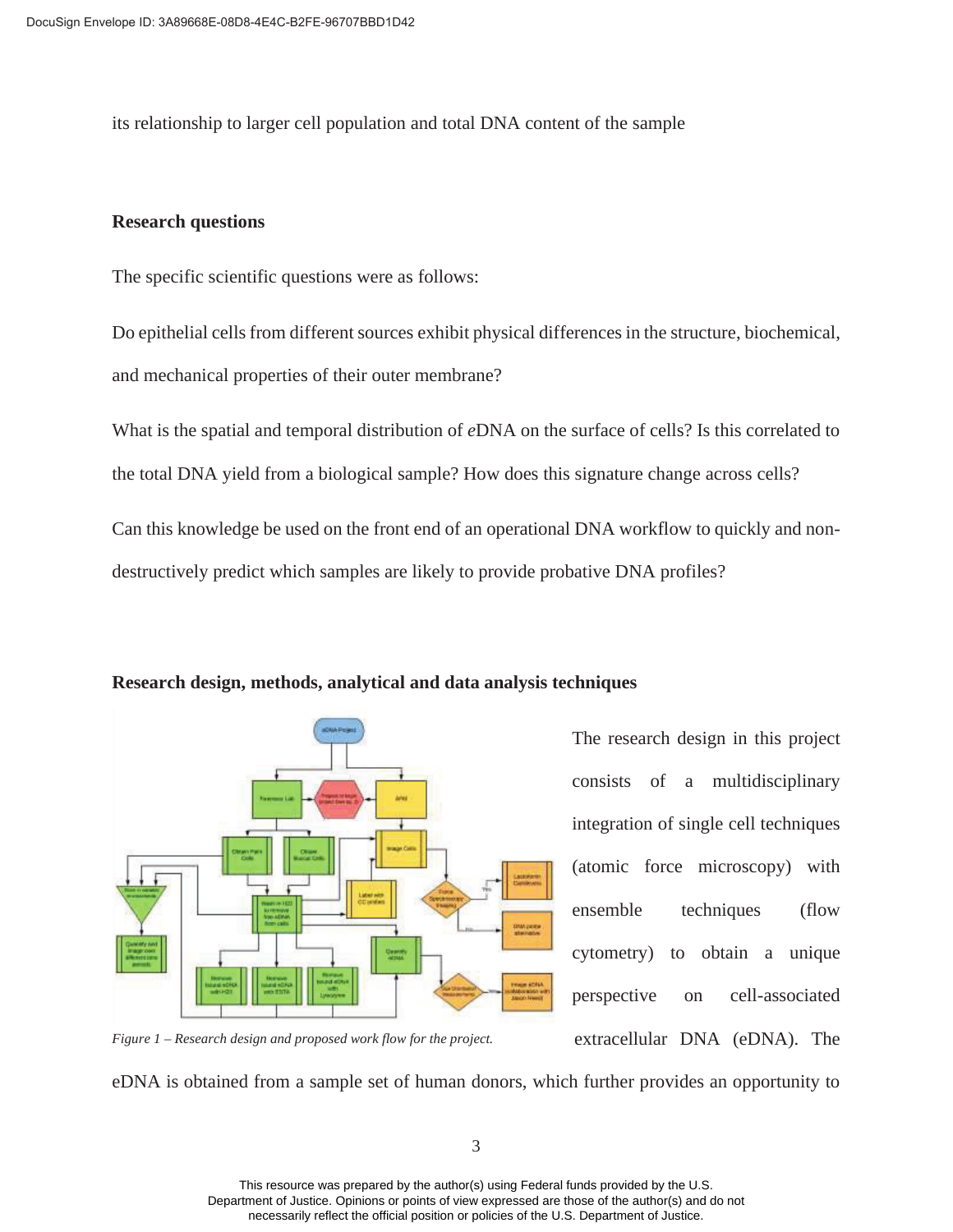its relationship to larger cell population and total DNA content of the sample

### Research questions

The specific scientific questions were as follows:

Do epithelial cells from different sources exhibit physical differences in the structure, biochemical, and mechanical properties of their outer membrane?

What is the spatial and temporal distribution of *e*DNA on the surface of cells? Is this correlated to the total DNA yield from a biological sample? How does this signature change across cells?

Can this knowledge be used on the front end of an operational DNA workflow to quickly and non-destructively predict which samples are likely to provide probative DNA profiles?

### Research design, methods, analytical and data analysis techniques

*Figure 1 – Research design and proposed work flow for the project.*

The research design in this project consists of a multidisciplinary integration of single cell techniques (atomic force microscopy) with ensemble techniques (flow cytometry) to obtain a unique perspective on cell-associated extracellular DNA (eDNA). The eDNA is obtained from a sample set of human donors, which further provides an opportunity to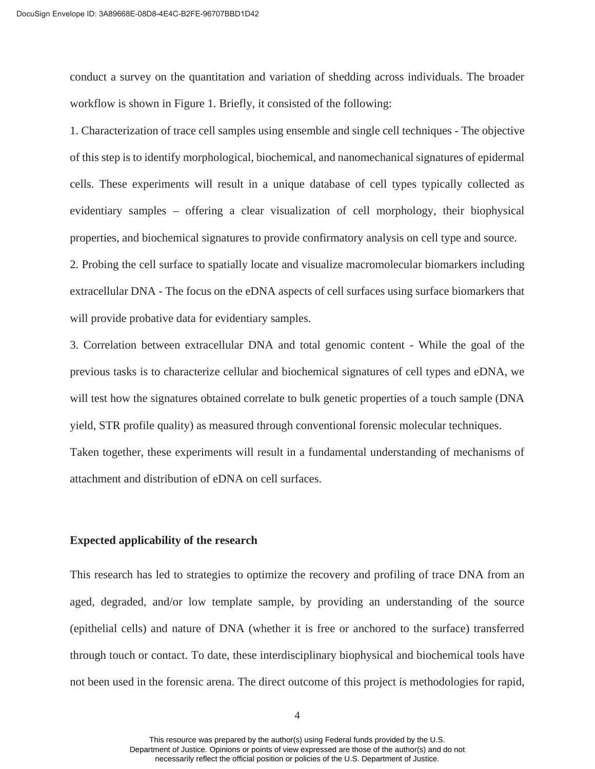conduct a survey on the quantitation and variation of shedding across individuals. The broader workflow is shown in Figure 1. Briefly, it consisted of the following:

1. Characterization of trace cell samples using ensemble and single cell techniques - The objective of this step is to identify morphological, biochemical, and nanomechanical signatures of epidermal cells. These experiments will result in a unique database of cell types typically collected as evidentiary samples – offering a clear visualization of cell morphology, their biophysical properties, and biochemical signatures to provide confirmatory analysis on cell type and source.
2. Probing the cell surface to spatially locate and visualize macromolecular biomarkers including extracellular DNA - The focus on the eDNA aspects of cell surfaces using surface biomarkers that will provide probative data for evidentiary samples.
3. Correlation between extracellular DNA and total genomic content - While the goal of the previous tasks is to characterize cellular and biochemical signatures of cell types and eDNA, we will test how the signatures obtained correlate to bulk genetic properties of a touch sample (DNA yield, STR profile quality) as measured through conventional forensic molecular techniques.

Taken together, these experiments will result in a fundamental understanding of mechanisms of attachment and distribution of eDNA on cell surfaces.

**Expected applicability of the research**

This research has led to strategies to optimize the recovery and profiling of trace DNA from an aged, degraded, and/or low template sample, by providing an understanding of the source (epithelial cells) and nature of DNA (whether it is free or anchored to the surface) transferred through touch or contact. To date, these interdisciplinary biophysical and biochemical tools have not been used in the forensic arena. The direct outcome of this project is methodologies for rapid,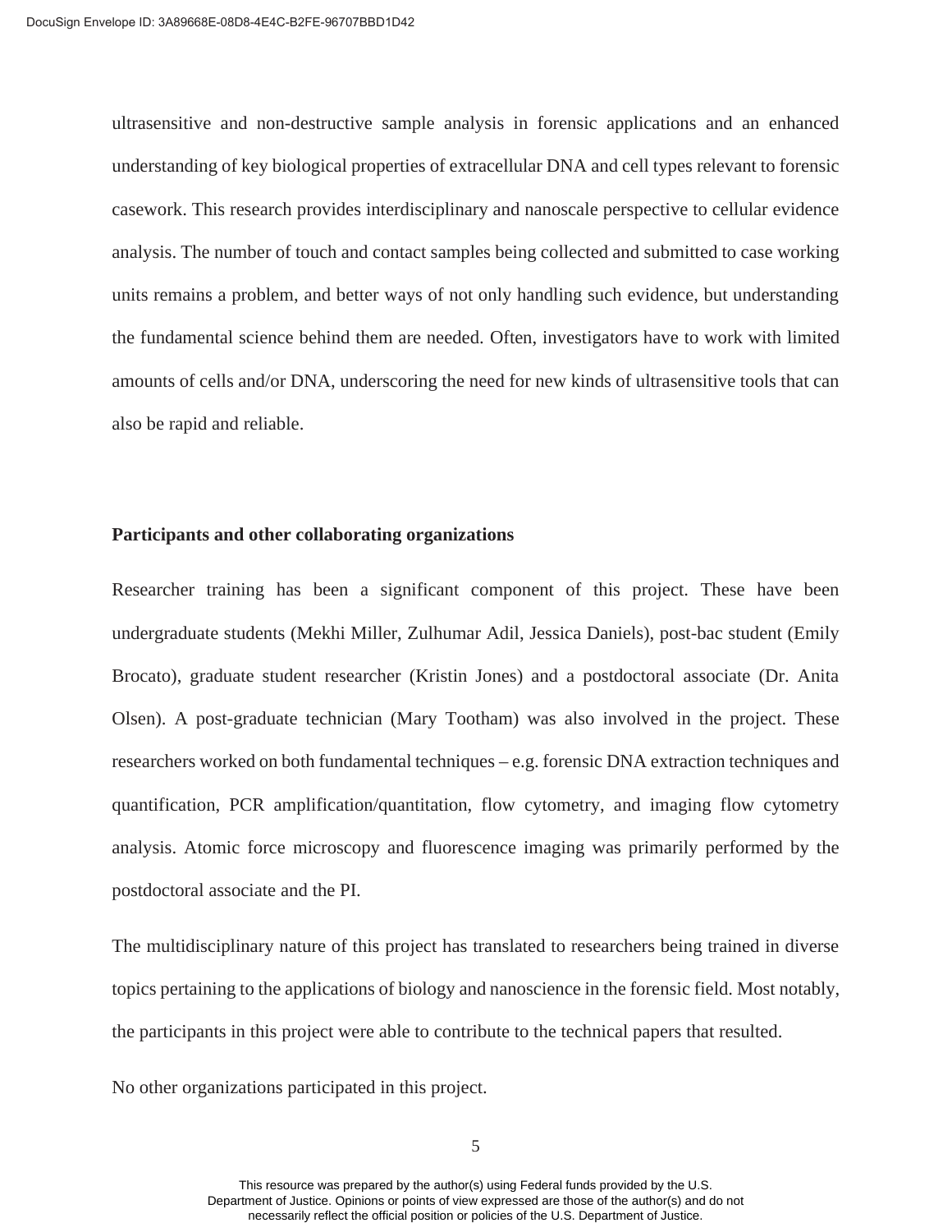ultrasensitive and non-destructive sample analysis in forensic applications and an enhanced understanding of key biological properties of extracellular DNA and cell types relevant to forensic casework. This research provides interdisciplinary and nanoscale perspective to cellular evidence analysis. The number of touch and contact samples being collected and submitted to case working units remains a problem, and better ways of not only handling such evidence, but understanding the fundamental science behind them are needed. Often, investigators have to work with limited amounts of cells and/or DNA, underscoring the need for new kinds of ultrasensitive tools that can also be rapid and reliable.

**Participants and other collaborating organizations**

Researcher training has been a significant component of this project. These have been undergraduate students (Mekhi Miller, Zulhumar Adil, Jessica Daniels), post-bac student (Emily Brocato), graduate student researcher (Kristin Jones) and a postdoctoral associate (Dr. Anita Olsen). A post-graduate technician (Mary Tootham) was also involved in the project. These researchers worked on both fundamental techniques – e.g. forensic DNA extraction techniques and quantification, PCR amplification/quantitation, flow cytometry, and imaging flow cytometry analysis. Atomic force microscopy and fluorescence imaging was primarily performed by the postdoctoral associate and the PI.

The multidisciplinary nature of this project has translated to researchers being trained in diverse topics pertaining to the applications of biology and nanoscience in the forensic field. Most notably, the participants in this project were able to contribute to the technical papers that resulted.

No other organizations participated in this project.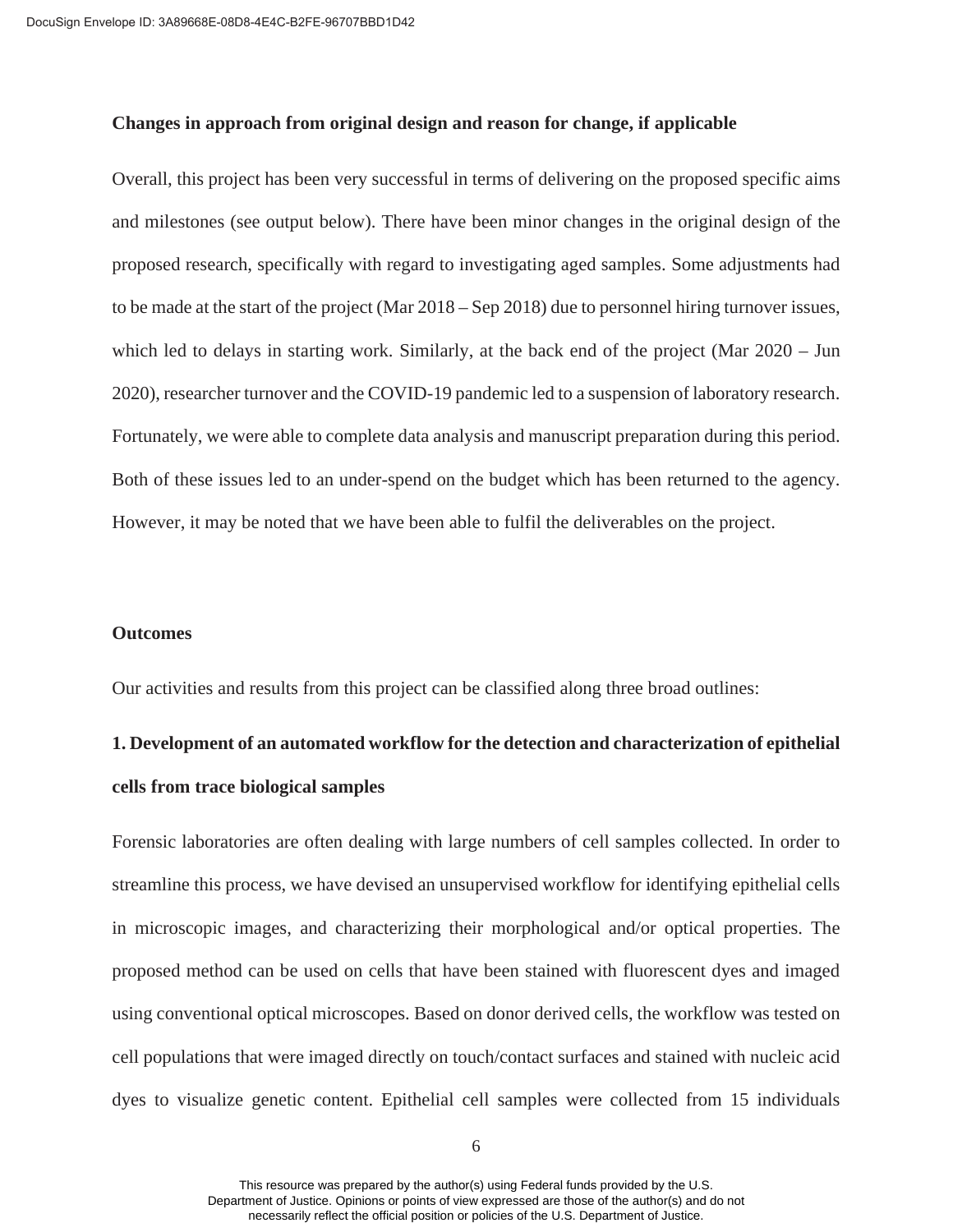**Changes in approach from original design and reason for change, if applicable**

Overall, this project has been very successful in terms of delivering on the proposed specific aims and milestones (see output below). There have been minor changes in the original design of the proposed research, specifically with regard to investigating aged samples. Some adjustments had to be made at the start of the project (Mar 2018 – Sep 2018) due to personnel hiring turnover issues, which led to delays in starting work. Similarly, at the back end of the project (Mar 2020 – Jun 2020), researcher turnover and the COVID-19 pandemic led to a suspension of laboratory research. Fortunately, we were able to complete data analysis and manuscript preparation during this period. Both of these issues led to an under-spend on the budget which has been returned to the agency. However, it may be noted that we have been able to fulfil the deliverables on the project.

**Outcomes**

Our activities and results from this project can be classified along three broad outlines:

**1. Development of an automated workflow for the detection and characterization of epithelial cells from trace biological samples**

Forensic laboratories are often dealing with large numbers of cell samples collected. In order to streamline this process, we have devised an unsupervised workflow for identifying epithelial cells in microscopic images, and characterizing their morphological and/or optical properties. The proposed method can be used on cells that have been stained with fluorescent dyes and imaged using conventional optical microscopes. Based on donor derived cells, the workflow was tested on cell populations that were imaged directly on touch/contact surfaces and stained with nucleic acid dyes to visualize genetic content. Epithelial cell samples were collected from 15 individuals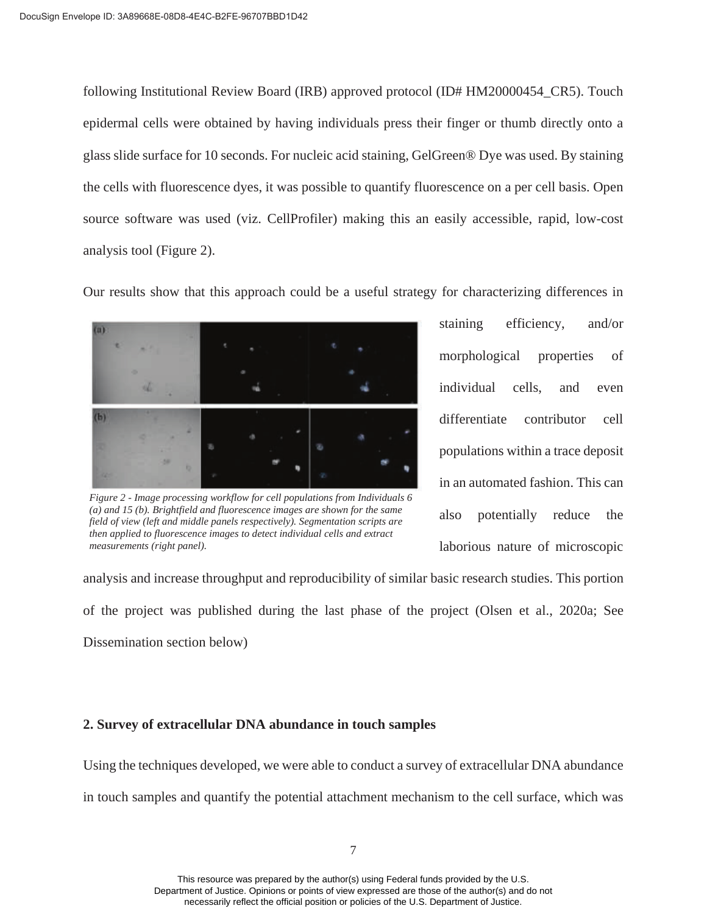following Institutional Review Board (IRB) approved protocol (ID# HM20000454_CR5). Touch epidermal cells were obtained by having individuals press their finger or thumb directly onto a glass slide surface for 10 seconds. For nucleic acid staining, GelGreen® Dye was used. By staining the cells with fluorescence dyes, it was possible to quantify fluorescence on a per cell basis. Open source software was used (viz. CellProfiler) making this an easily accessible, rapid, low-cost analysis tool (Figure 2).

Our results show that this approach could be a useful strategy for characterizing differences in staining efficiency, and/or morphological properties of individual cells, and even differentiate contributor cell populations within a trace deposit in an automated fashion. This can also potentially reduce the laborious nature of microscopic analysis and increase throughput and reproducibility of similar basic research studies. This portion of the project was published during the last phase of the project (Olsen et al., 2020a; See Dissemination section below)

*Figure 2 - Image processing workflow for cell populations from Individuals 6 (a) and 15 (b). Brightfield and fluorescence images are shown for the same field of view (left and middle panels respectively). Segmentation scripts are then applied to fluorescence images to detect individual cells and extract measurements (right panel).*

## 2. Survey of extracellular DNA abundance in touch samples

Using the techniques developed, we were able to conduct a survey of extracellular DNA abundance in touch samples and quantify the potential attachment mechanism to the cell surface, which was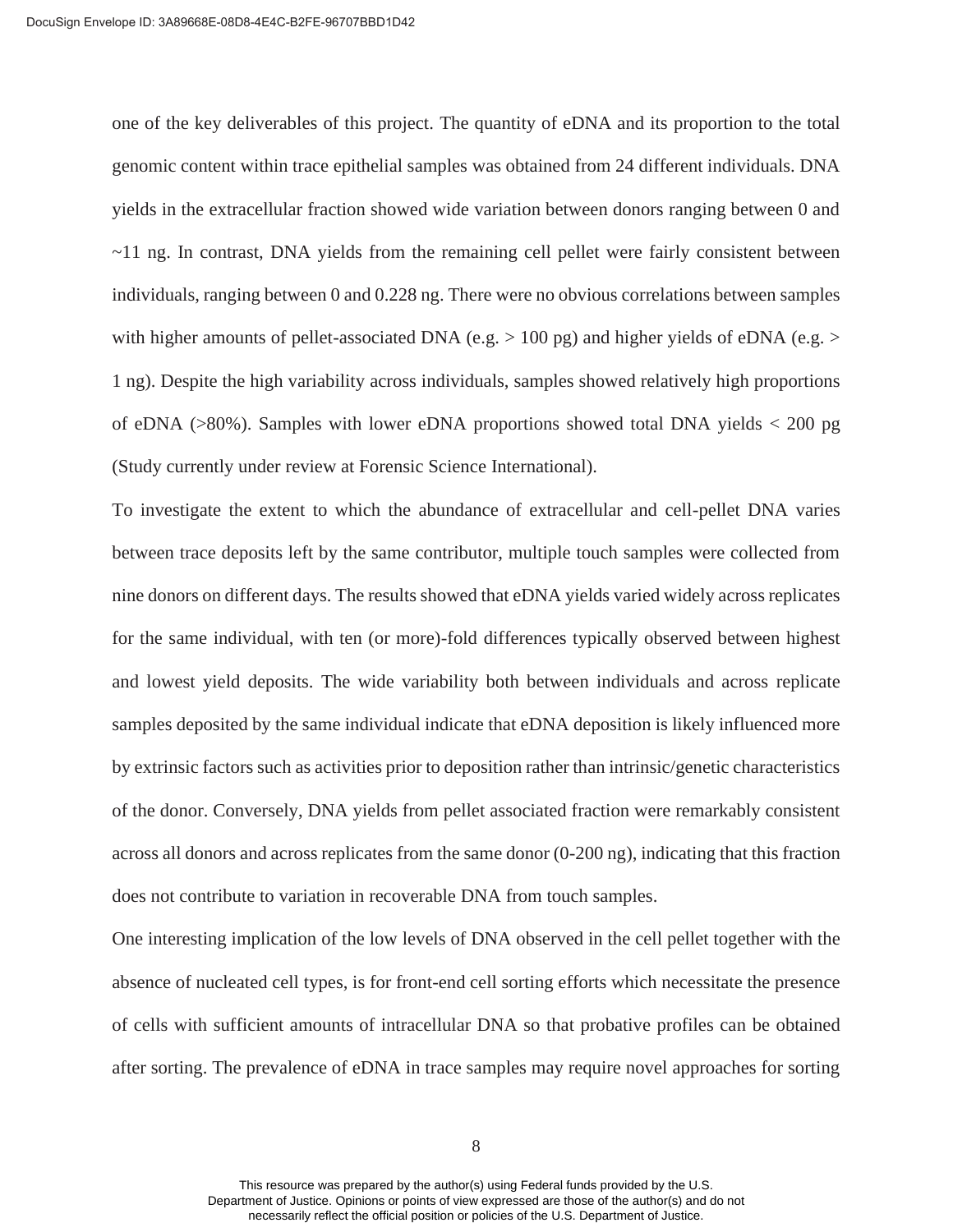one of the key deliverables of this project. The quantity of eDNA and its proportion to the total genomic content within trace epithelial samples was obtained from 24 different individuals. DNA yields in the extracellular fraction showed wide variation between donors ranging between 0 and ~11 ng. In contrast, DNA yields from the remaining cell pellet were fairly consistent between individuals, ranging between 0 and 0.228 ng. There were no obvious correlations between samples with higher amounts of pellet-associated DNA (e.g. > 100 pg) and higher yields of eDNA (e.g. > 1 ng). Despite the high variability across individuals, samples showed relatively high proportions of eDNA (>80%). Samples with lower eDNA proportions showed total DNA yields < 200 pg (Study currently under review at Forensic Science International).

To investigate the extent to which the abundance of extracellular and cell-pellet DNA varies between trace deposits left by the same contributor, multiple touch samples were collected from nine donors on different days. The results showed that eDNA yields varied widely across replicates for the same individual, with ten (or more)-fold differences typically observed between highest and lowest yield deposits. The wide variability both between individuals and across replicate samples deposited by the same individual indicate that eDNA deposition is likely influenced more by extrinsic factors such as activities prior to deposition rather than intrinsic/genetic characteristics of the donor. Conversely, DNA yields from pellet associated fraction were remarkably consistent across all donors and across replicates from the same donor (0-200 ng), indicating that this fraction does not contribute to variation in recoverable DNA from touch samples.

One interesting implication of the low levels of DNA observed in the cell pellet together with the absence of nucleated cell types, is for front-end cell sorting efforts which necessitate the presence of cells with sufficient amounts of intracellular DNA so that probative profiles can be obtained after sorting. The prevalence of eDNA in trace samples may require novel approaches for sorting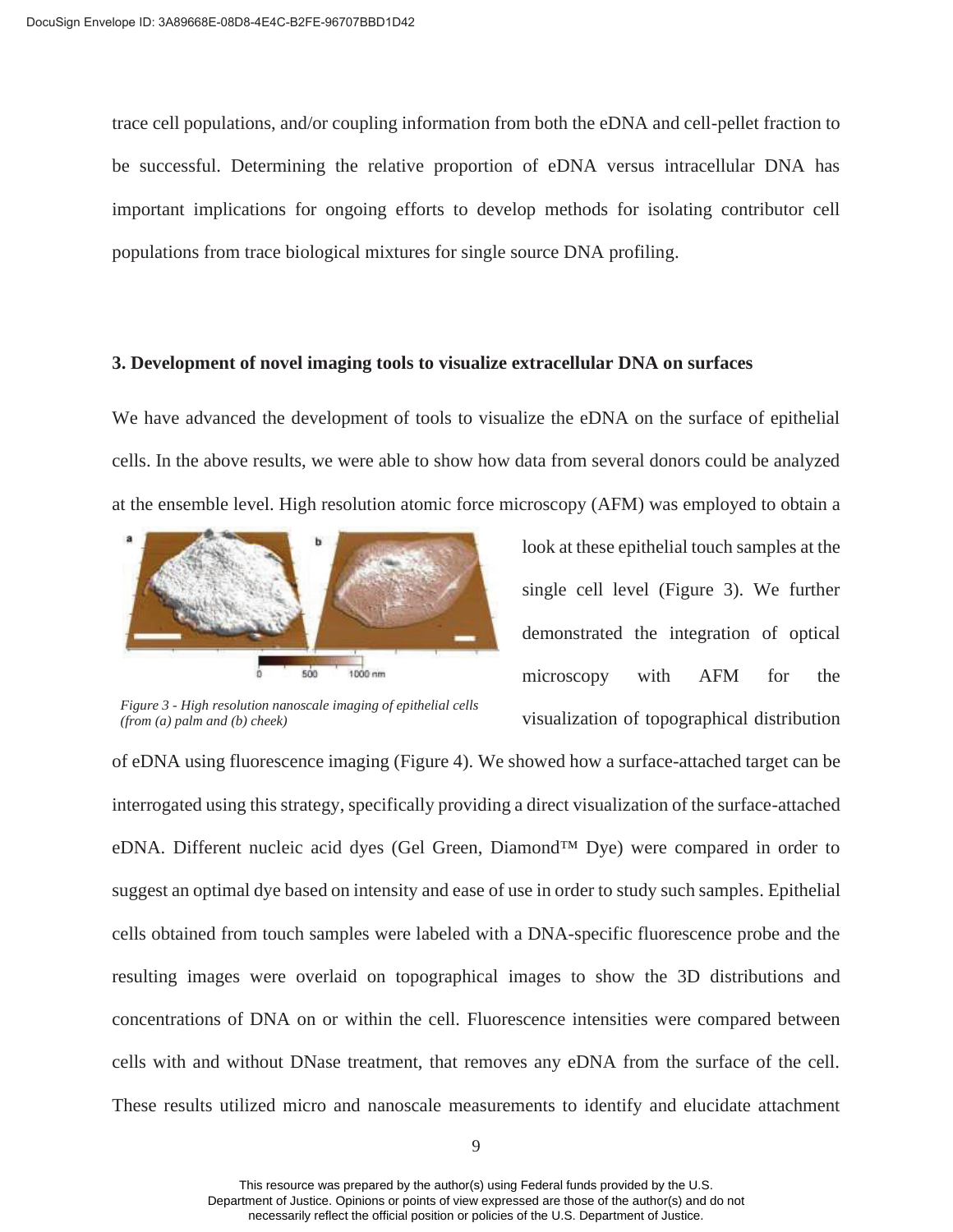trace cell populations, and/or coupling information from both the eDNA and cell-pellet fraction to be successful. Determining the relative proportion of eDNA versus intracellular DNA has important implications for ongoing efforts to develop methods for isolating contributor cell populations from trace biological mixtures for single source DNA profiling.

### 3. Development of novel imaging tools to visualize extracellular DNA on surfaces

We have advanced the development of tools to visualize the eDNA on the surface of epithelial cells. In the above results, we were able to show how data from several donors could be analyzed at the ensemble level. High resolution atomic force microscopy (AFM) was employed to obtain a look at these epithelial touch samples at the single cell level (Figure 3). We further demonstrated the integration of optical microscopy with AFM for the visualization of topographical distribution of eDNA using fluorescence imaging (Figure 4). We showed how a surface-attached target can be interrogated using this strategy, specifically providing a direct visualization of the surface-attached eDNA. Different nucleic acid dyes (Gel Green, Diamond™ Dye) were compared in order to suggest an optimal dye based on intensity and ease of use in order to study such samples. Epithelial cells obtained from touch samples were labeled with a DNA-specific fluorescence probe and the resulting images were overlaid on topographical images to show the 3D distributions and concentrations of DNA on or within the cell. Fluorescence intensities were compared between cells with and without DNase treatment, that removes any eDNA from the surface of the cell. These results utilized micro and nanoscale measurements to identify and elucidate attachment

*Figure 3 - High resolution nanoscale imaging of epithelial cells (from (a) palm and (b) cheek)*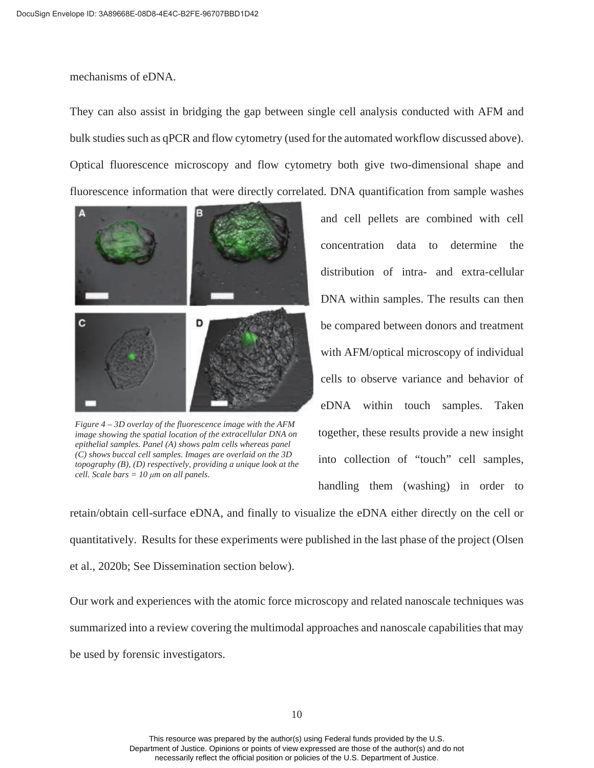mechanisms of eDNA.

They can also assist in bridging the gap between single cell analysis conducted with AFM and bulk studies such as qPCR and flow cytometry (used for the automated workflow discussed above). Optical fluorescence microscopy and flow cytometry both give two-dimensional shape and fluorescence information that were directly correlated. DNA quantification from sample washes and cell pellets are combined with cell concentration data to determine the distribution of intra- and extra-cellular DNA within samples. The results can then be compared between donors and treatment with AFM/optical microscopy of individual cells to observe variance and behavior of eDNA within touch samples. Taken together, these results provide a new insight into collection of "touch" cell samples, handling them (washing) in order to retain/obtain cell-surface eDNA, and finally to visualize the eDNA either directly on the cell or quantitatively. Results for these experiments were published in the last phase of the project (Olsen et al., 2020b; See Dissemination section below).

*Figure 4 – 3D overlay of the fluorescence image with the AFM image showing the spatial location of the extracellular DNA on epithelial samples. Panel (A) shows palm cells whereas panel (C) shows buccal cell samples. Images are overlaid on the 3D topography (B), (D) respectively, providing a unique look at the cell. Scale bars = 10 $\mu$m on all panels.*

Our work and experiences with the atomic force microscopy and related nanoscale techniques was summarized into a review covering the multimodal approaches and nanoscale capabilities that may be used by forensic investigators.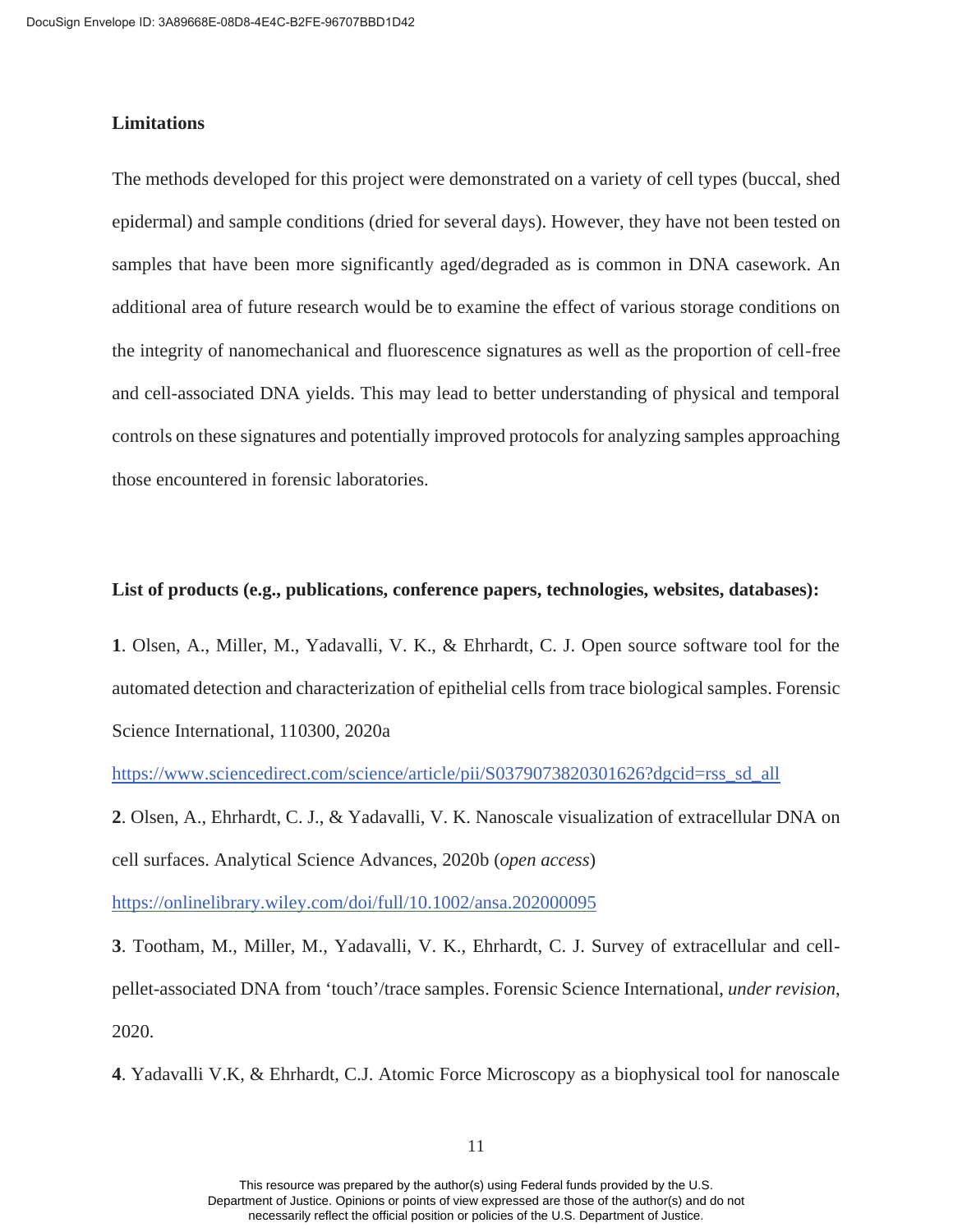**Limitations**

The methods developed for this project were demonstrated on a variety of cell types (buccal, shed epidermal) and sample conditions (dried for several days). However, they have not been tested on samples that have been more significantly aged/degraded as is common in DNA casework. An additional area of future research would be to examine the effect of various storage conditions on the integrity of nanomechanical and fluorescence signatures as well as the proportion of cell-free and cell-associated DNA yields. This may lead to better understanding of physical and temporal controls on these signatures and potentially improved protocols for analyzing samples approaching those encountered in forensic laboratories.

**List of products (e.g., publications, conference papers, technologies, websites, databases):**

**1**. Olsen, A., Miller, M., Yadavalli, V. K., & Ehrhardt, C. J. Open source software tool for the automated detection and characterization of epithelial cells from trace biological samples. Forensic Science International, 110300, 2020a

https://www.sciencedirect.com/science/article/pii/S0379073820301626?dgcid=rss_sd_all

**2**. Olsen, A., Ehrhardt, C. J., & Yadavalli, V. K. Nanoscale visualization of extracellular DNA on cell surfaces. Analytical Science Advances, 2020b (*open access*)

https://onlinelibrary.wiley.com/doi/full/10.1002/ansa.202000095

**3**. Tootham, M., Miller, M., Yadavalli, V. K., Ehrhardt, C. J. Survey of extracellular and cell-pellet-associated DNA from 'touch'/trace samples. Forensic Science International, *under revision*, 2020.

**4**. Yadavalli V.K, & Ehrhardt, C.J. Atomic Force Microscopy as a biophysical tool for nanoscale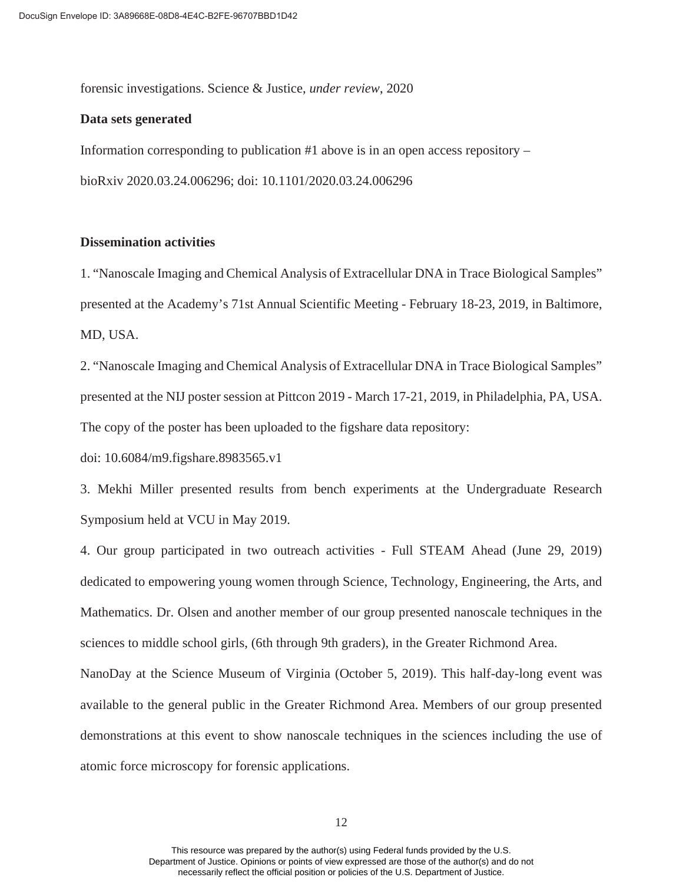forensic investigations. Science & Justice, *under review*, 2020

**Data sets generated**

Information corresponding to publication #1 above is in an open access repository – bioRxiv 2020.03.24.006296; doi: 10.1101/2020.03.24.006296

**Dissemination activities**

1. "Nanoscale Imaging and Chemical Analysis of Extracellular DNA in Trace Biological Samples" presented at the Academy's 71st Annual Scientific Meeting - February 18-23, 2019, in Baltimore, MD, USA.

2. "Nanoscale Imaging and Chemical Analysis of Extracellular DNA in Trace Biological Samples" presented at the NIJ poster session at Pittcon 2019 - March 17-21, 2019, in Philadelphia, PA, USA. The copy of the poster has been uploaded to the figshare data repository: doi: 10.6084/m9.figshare.8983565.v1

3. Mekhi Miller presented results from bench experiments at the Undergraduate Research Symposium held at VCU in May 2019.

4. Our group participated in two outreach activities - Full STEAM Ahead (June 29, 2019) dedicated to empowering young women through Science, Technology, Engineering, the Arts, and Mathematics. Dr. Olsen and another member of our group presented nanoscale techniques in the sciences to middle school girls, (6th through 9th graders), in the Greater Richmond Area.

NanoDay at the Science Museum of Virginia (October 5, 2019). This half-day-long event was available to the general public in the Greater Richmond Area. Members of our group presented demonstrations at this event to show nanoscale techniques in the sciences including the use of atomic force microscopy for forensic applications.